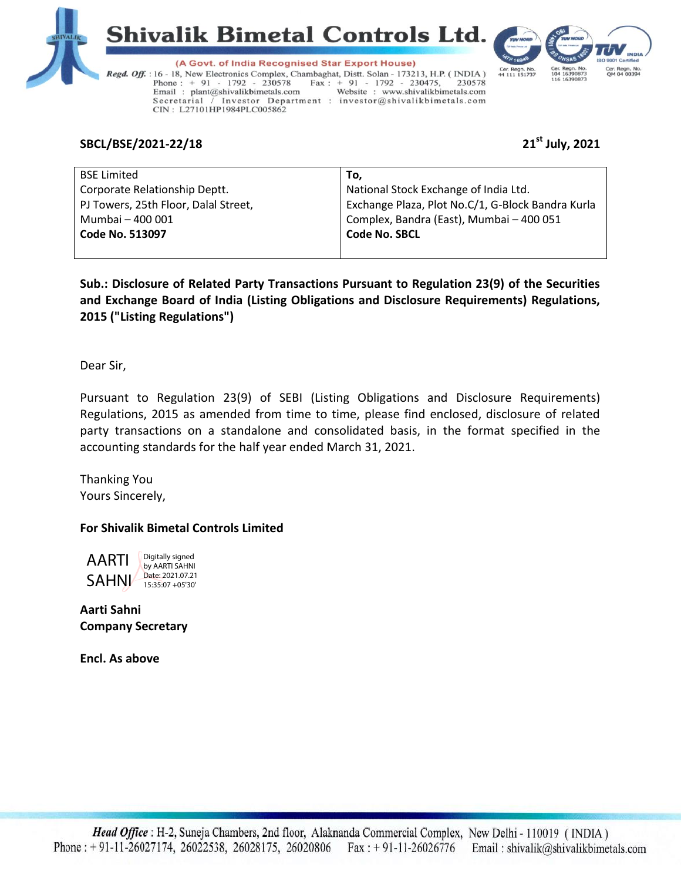# Shivalik Bimetal Controls Ltd.

(A Govt. of India Recognised Star Export House)

*Regd. Off.* : 16 - 18, New Electronics Complex, Chambaghat, Distt. Solan - 173213, H.P. ( INDIA )
Phone : + 91 - 1792 - 230578 Fax : + 91 - 1792 - 230475, 230578
Email : plant@shivalikbimetals.com Website : www.shivalikbimetals.com
Secretarial / Investor Department : investor@shivalikbimetals.com
CIN : L27101HP1984PLC005862

Cer. Regn. No. 44 111 151737 | Cer. Regn. No. 104 16390873 116 16390873 | Cer. Regn. No. QM 04 00394

**SBCL/BSE/2021-22/18** **21st July, 2021**

| BSE Limited<br>Corporate Relationship Deptt.<br>PJ Towers, 25th Floor, Dalal Street,<br>Mumbai – 400 001<br>**Code No. 513097** | **To,**<br>National Stock Exchange of India Ltd.<br>Exchange Plaza, Plot No.C/1, G-Block Bandra Kurla Complex, Bandra (East), Mumbai – 400 051<br>**Code No. SBCL** |
|---|---|

**Sub.: Disclosure of Related Party Transactions Pursuant to Regulation 23(9) of the Securities and Exchange Board of India (Listing Obligations and Disclosure Requirements) Regulations, 2015 ("Listing Regulations")**

Dear Sir,

Pursuant to Regulation 23(9) of SEBI (Listing Obligations and Disclosure Requirements) Regulations, 2015 as amended from time to time, please find enclosed, disclosure of related party transactions on a standalone and consolidated basis, in the format specified in the accounting standards for the half year ended March 31, 2021.

Thanking You
Yours Sincerely,

**For Shivalik Bimetal Controls Limited**

AARTI SAHNI — Digitally signed by AARTI SAHNI Date: 2021.07.21 15:35:07 +05'30'

**Aarti Sahni**
**Company Secretary**

**Encl. As above**

***Head Office*** : H-2, Suneja Chambers, 2nd floor, Alaknanda Commercial Complex, New Delhi - 110019 ( INDIA )
Phone : + 91-11-26027174, 26022538, 26028175, 26020806 Fax : + 91-11-26026776 Email : shivalik@shivalikbimetals.com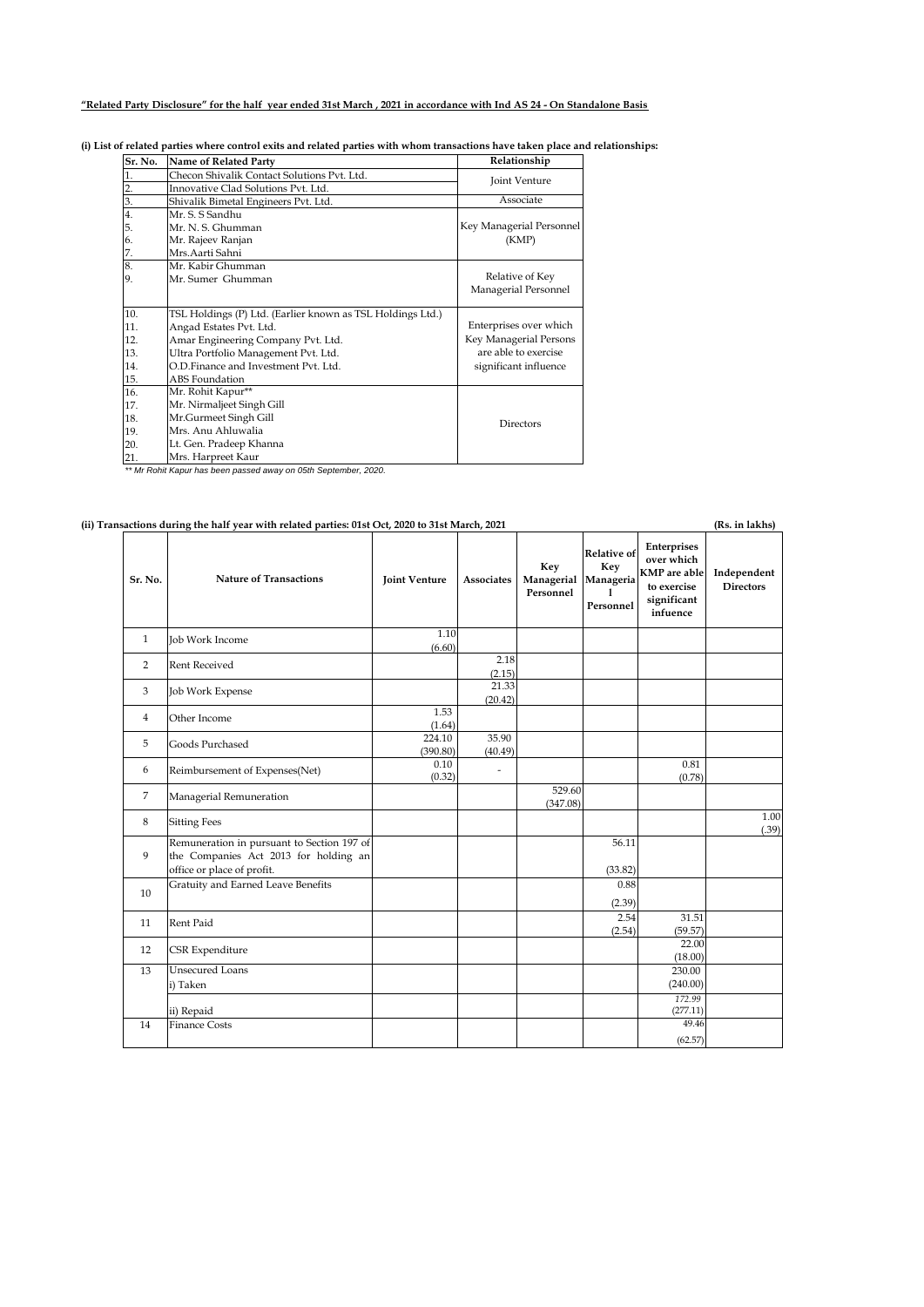**"Related Party Disclosure" for the half year ended 31st March , 2021 in accordance with Ind AS 24 - On Standalone Basis**

**(i) List of related parties where control exits and related parties with whom transactions have taken place and relationships:**

| Sr. No. | Name of Related Party | Relationship |
|---|---|---|
| 1. | Checon Shivalik Contact Solutions Pvt. Ltd. | Joint Venture |
| 2. | Innovative Clad Solutions Pvt. Ltd. | |
| 3. | Shivalik Bimetal Engineers Pvt. Ltd. | Associate |
| 4. | Mr. S. S Sandhu | Key Managerial Personnel (KMP) |
| 5. | Mr. N. S. Ghumman | |
| 6. | Mr. Rajeev Ranjan | |
| 7. | Mrs.Aarti Sahni | |
| 8. | Mr. Kabir Ghumman | Relative of Key Managerial Personnel |
| 9. | Mr. Sumer Ghumman | |
| 10. | TSL Holdings (P) Ltd. (Earlier known as TSL Holdings Ltd.) | Enterprises over which Key Managerial Persons are able to exercise significant influence |
| 11. | Angad Estates Pvt. Ltd. | |
| 12. | Amar Engineering Company Pvt. Ltd. | |
| 13. | Ultra Portfolio Management Pvt. Ltd. | |
| 14. | O.D.Finance and Investment Pvt. Ltd. | |
| 15. | ABS Foundation | |
| 16. | Mr. Rohit Kapur** | Directors |
| 17. | Mr. Nirmaljeet Singh Gill | |
| 18. | Mr.Gurmeet Singh Gill | |
| 19. | Mrs. Anu Ahluwalia | |
| 20. | Lt. Gen. Pradeep Khanna | |
| 21. | Mrs. Harpreet Kaur | |

*\*\* Mr Rohit Kapur has been passed away on 05th September, 2020.*

**(ii) Transactions during the half year with related parties: 01st Oct, 2020 to 31st March, 2021** (Rs. in lakhs)

| Sr. No. | Nature of Transactions | Joint Venture | Associates | Key Managerial Personnel | Relative of Key Managerial Personnel | Enterprises over which KMP are able to exercise significant infuence | Independent Directors |
|---|---|---|---|---|---|---|---|
| 1 | Job Work Income | 1.10 (6.60) | | | | | |
| 2 | Rent Received | | 2.18 (2.15) | | | | |
| 3 | Job Work Expense | | 21.33 (20.42) | | | | |
| 4 | Other Income | 1.53 (1.64) | | | | | |
| 5 | Goods Purchased | 224.10 (390.80) | 35.90 (40.49) | | | | |
| 6 | Reimbursement of Expenses(Net) | 0.10 (0.32) | - | | | 0.81 (0.78) | |
| 7 | Managerial Remuneration | | | 529.60 (347.08) | | | |
| 8 | Sitting Fees | | | | | | 1.00 (.39) |
| 9 | Remuneration in pursuant to Section 197 of the Companies Act 2013 for holding an office or place of profit. | | | | 56.11 (33.82) | | |
| 10 | Gratuity and Earned Leave Benefits | | | | 0.88 (2.39) | | |
| 11 | Rent Paid | | | | 2.54 (2.54) | 31.51 (59.57) | |
| 12 | CSR Expenditure | | | | | 22.00 (18.00) | |
| 13 | Unsecured Loans i) Taken | | | | | 230.00 (240.00) | |
| | ii) Repaid | | | | | 172.99 (277.11) | |
| 14 | Finance Costs | | | | | 49.46 (62.57) | |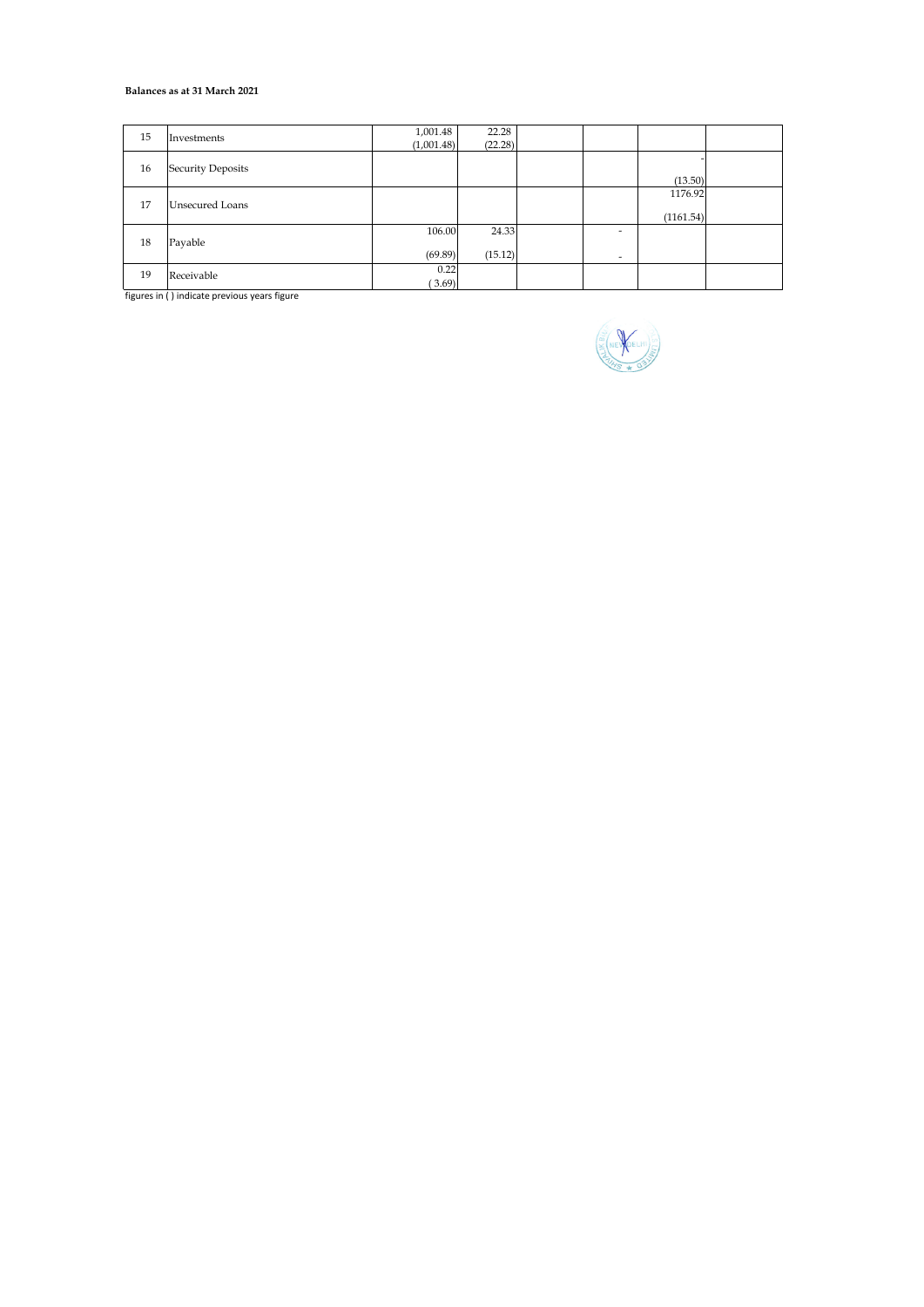**Balances as at 31 March 2021**

| | | | | | | | |
|---|---|---|---|---|---|---|---|
| 15 | Investments | 1,001.48<br>(1,001.48) | 22.28<br>(22.28) | | | | |
| 16 | Security Deposits | | | | | -<br>(13.50) | |
| 17 | Unsecured Loans | | | | | 1176.92<br>(1161.54) | |
| 18 | Payable | 106.00<br>(69.89) | 24.33<br>(15.12) | | -<br>- | | |
| 19 | Receivable | 0.22<br>( 3.69) | | | | | |

figures in ( ) indicate previous years figure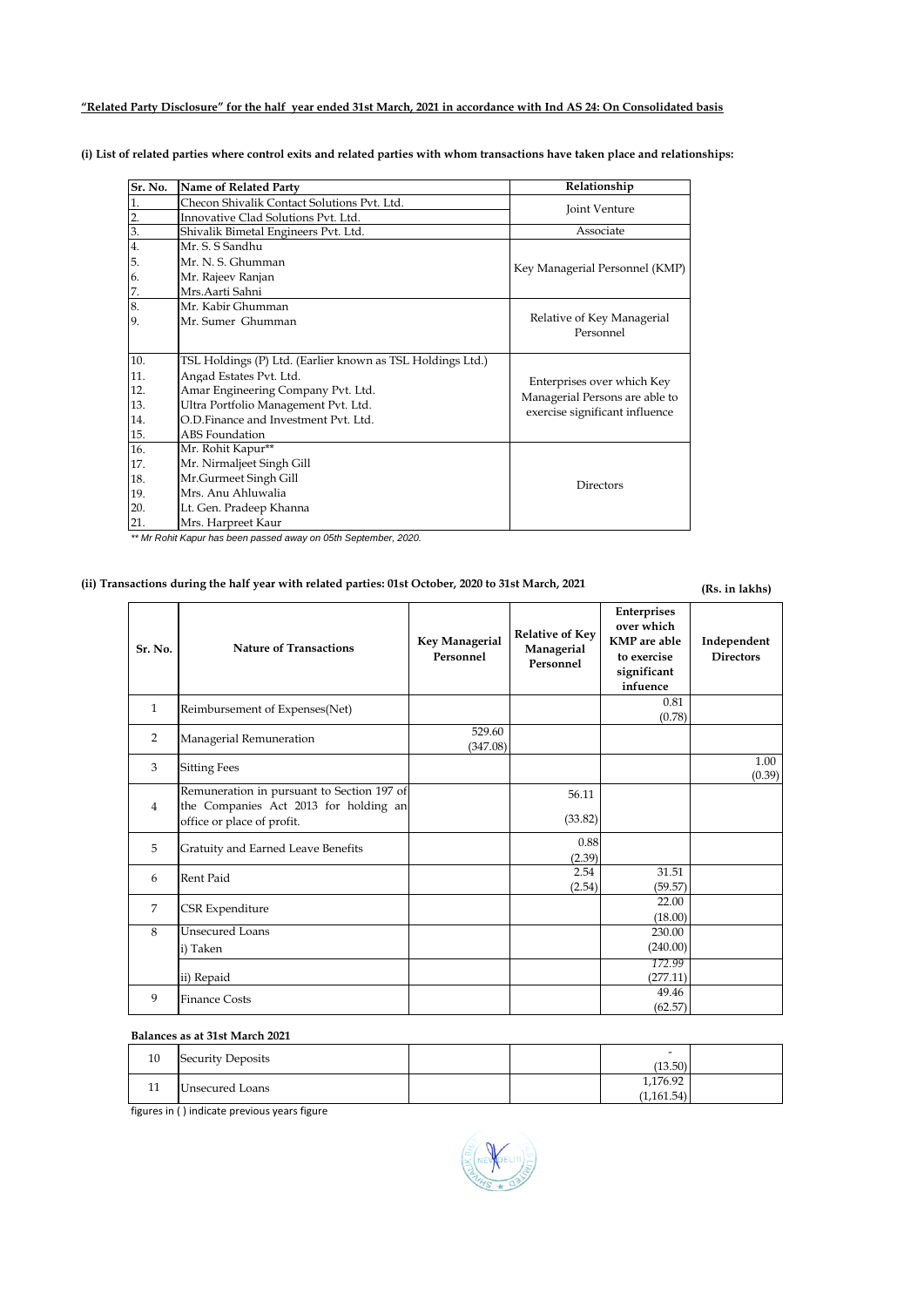**"Related Party Disclosure" for the half year ended 31st March, 2021 in accordance with Ind AS 24: On Consolidated basis**

**(i) List of related parties where control exits and related parties with whom transactions have taken place and relationships:**

| Sr. No. | Name of Related Party | Relationship |
|---|---|---|
| 1. | Checon Shivalik Contact Solutions Pvt. Ltd. | Joint Venture |
| 2. | Innovative Clad Solutions Pvt. Ltd. | |
| 3. | Shivalik Bimetal Engineers Pvt. Ltd. | Associate |
| 4. | Mr. S. S Sandhu | Key Managerial Personnel (KMP) |
| 5. | Mr. N. S. Ghumman | |
| 6. | Mr. Rajeev Ranjan | |
| 7. | Mrs.Aarti Sahni | |
| 8. | Mr. Kabir Ghumman | Relative of Key Managerial Personnel |
| 9. | Mr. Sumer Ghumman | |
| 10. | TSL Holdings (P) Ltd. (Earlier known as TSL Holdings Ltd.) | Enterprises over which Key Managerial Persons are able to exercise significant influence |
| 11. | Angad Estates Pvt. Ltd. | |
| 12. | Amar Engineering Company Pvt. Ltd. | |
| 13. | Ultra Portfolio Management Pvt. Ltd. | |
| 14. | O.D.Finance and Investment Pvt. Ltd. | |
| 15. | ABS Foundation | |
| 16. | Mr. Rohit Kapur** | Directors |
| 17. | Mr. Nirmaljeet Singh Gill | |
| 18. | Mr.Gurmeet Singh Gill | |
| 19. | Mrs. Anu Ahluwalia | |
| 20. | Lt. Gen. Pradeep Khanna | |
| 21. | Mrs. Harpreet Kaur | |

*** Mr Rohit Kapur has been passed away on 05th September, 2020.*

**(ii) Transactions during the half year with related parties: 01st October, 2020 to 31st March, 2021** **(Rs. in lakhs)**

| Sr. No. | Nature of Transactions | Key Managerial Personnel | Relative of Key Managerial Personnel | Enterprises over which KMP are able to exercise significant infuence | Independent Directors |
|---|---|---|---|---|---|
| 1 | Reimbursement of Expenses(Net) | | | 0.81 (0.78) | |
| 2 | Managerial Remuneration | 529.60 (347.08) | | | |
| 3 | Sitting Fees | | | | 1.00 (0.39) |
| 4 | Remuneration in pursuant to Section 197 of the Companies Act 2013 for holding an office or place of profit. | | 56.11 (33.82) | | |
| 5 | Gratuity and Earned Leave Benefits | | 0.88 (2.39) | | |
| 6 | Rent Paid | | 2.54 (2.54) | 31.51 (59.57) | |
| 7 | CSR Expenditure | | | 22.00 (18.00) | |
| 8 | Unsecured Loans<br>i) Taken | | | 230.00 (240.00) | |
| | ii) Repaid | | | 172.99 (277.11) | |
| 9 | Finance Costs | | | 49.46 (62.57) | |
| | **Balances as at 31st March 2021** | | | | |
| 10 | Security Deposits | | | - (13.50) | |
| 11 | Unsecured Loans | | | 1,176.92 (1,161.54) | |

figures in ( ) indicate previous years figure